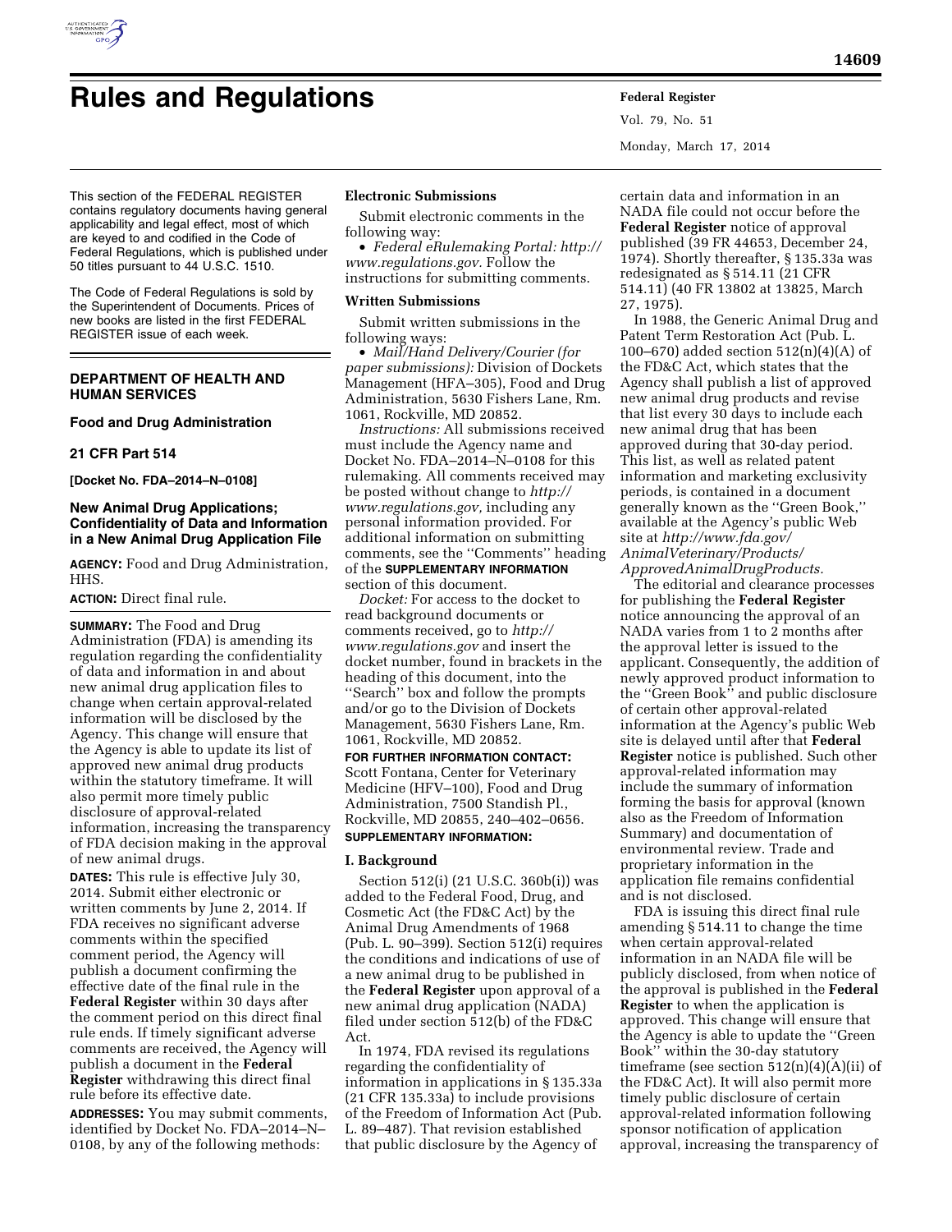# Rules and Regulations

This section of the FEDERAL REGISTER contains regulatory documents having general applicability and legal effect, most of which are keyed to and codified in the Code of Federal Regulations, which is published under 50 titles pursuant to 44 U.S.C. 1510.

The Code of Federal Regulations is sold by the Superintendent of Documents. Prices of new books are listed in the first FEDERAL REGISTER issue of each week.

## DEPARTMENT OF HEALTH AND HUMAN SERVICES

### Food and Drug Administration

### 21 CFR Part 514

**[Docket No. FDA–2014–N–0108]**

### New Animal Drug Applications; Confidentiality of Data and Information in a New Animal Drug Application File

**AGENCY:** Food and Drug Administration, HHS.

**ACTION:** Direct final rule.

**SUMMARY:** The Food and Drug Administration (FDA) is amending its regulation regarding the confidentiality of data and information in and about new animal drug application files to change when certain approval-related information will be disclosed by the Agency. This change will ensure that the Agency is able to update its list of approved new animal drug products within the statutory timeframe. It will also permit more timely public disclosure of approval-related information, increasing the transparency of FDA decision making in the approval of new animal drugs.

**DATES:** This rule is effective July 30, 2014. Submit either electronic or written comments by June 2, 2014. If FDA receives no significant adverse comments within the specified comment period, the Agency will publish a document confirming the effective date of the final rule in the **Federal Register** within 30 days after the comment period on this direct final rule ends. If timely significant adverse comments are received, the Agency will publish a document in the **Federal Register** withdrawing this direct final rule before its effective date.

**ADDRESSES:** You may submit comments, identified by Docket No. FDA–2014–N–0108, by any of the following methods:

**Electronic Submissions**

Submit electronic comments in the following way:

- *Federal eRulemaking Portal: http://www.regulations.gov*. Follow the instructions for submitting comments.

**Written Submissions**

Submit written submissions in the following ways:

- *Mail/Hand Delivery/Courier (for paper submissions):* Division of Dockets Management (HFA–305), Food and Drug Administration, 5630 Fishers Lane, Rm. 1061, Rockville, MD 20852.

*Instructions:* All submissions received must include the Agency name and Docket No. FDA–2014–N–0108 for this rulemaking. All comments received may be posted without change to *http://www.regulations.gov,* including any personal information provided. For additional information on submitting comments, see the ''Comments'' heading of the **SUPPLEMENTARY INFORMATION** section of this document.

*Docket:* For access to the docket to read background documents or comments received, go to *http://www.regulations.gov* and insert the docket number, found in brackets in the heading of this document, into the ''Search'' box and follow the prompts and/or go to the Division of Dockets Management, 5630 Fishers Lane, Rm. 1061, Rockville, MD 20852.

**FOR FURTHER INFORMATION CONTACT:** Scott Fontana, Center for Veterinary Medicine (HFV–100), Food and Drug Administration, 7500 Standish Pl., Rockville, MD 20855, 240–402–0656.

**SUPPLEMENTARY INFORMATION:**

**I. Background**

Section 512(i) (21 U.S.C. 360b(i)) was added to the Federal Food, Drug, and Cosmetic Act (the FD&C Act) by the Animal Drug Amendments of 1968 (Pub. L. 90–399). Section 512(i) requires the conditions and indications of use of a new animal drug to be published in the **Federal Register** upon approval of a new animal drug application (NADA) filed under section 512(b) of the FD&C Act.

In 1974, FDA revised its regulations regarding the confidentiality of information in applications in § 135.33a (21 CFR 135.33a) to include provisions of the Freedom of Information Act (Pub. L. 89–487). That revision established that public disclosure by the Agency of certain data and information in an NADA file could not occur before the **Federal Register** notice of approval published (39 FR 44653, December 24, 1974). Shortly thereafter, § 135.33a was redesignated as § 514.11 (21 CFR 514.11) (40 FR 13802 at 13825, March 27, 1975).

In 1988, the Generic Animal Drug and Patent Term Restoration Act (Pub. L. 100–670) added section 512(n)(4)(A) of the FD&C Act, which states that the Agency shall publish a list of approved new animal drug products and revise that list every 30 days to include each new animal drug that has been approved during that 30-day period. This list, as well as related patent information and marketing exclusivity periods, is contained in a document generally known as the ''Green Book,'' available at the Agency's public Web site at *http://www.fda.gov/AnimalVeterinary/Products/ApprovedAnimalDrugProducts.*

The editorial and clearance processes for publishing the **Federal Register** notice announcing the approval of an NADA varies from 1 to 2 months after the approval letter is issued to the applicant. Consequently, the addition of newly approved product information to the ''Green Book'' and public disclosure of certain other approval-related information at the Agency's public Web site is delayed until after that **Federal Register** notice is published. Such other approval-related information may include the summary of information forming the basis for approval (known also as the Freedom of Information Summary) and documentation of environmental review. Trade and proprietary information in the application file remains confidential and is not disclosed.

FDA is issuing this direct final rule amending § 514.11 to change the time when certain approval-related information in an NADA file will be publicly disclosed, from when notice of the approval is published in the **Federal Register** to when the application is approved. This change will ensure that the Agency is able to update the ''Green Book'' within the 30-day statutory timeframe (see section 512(n)(4)(A)(ii) of the FD&C Act). It will also permit more timely public disclosure of certain approval-related information following sponsor notification of application approval, increasing the transparency of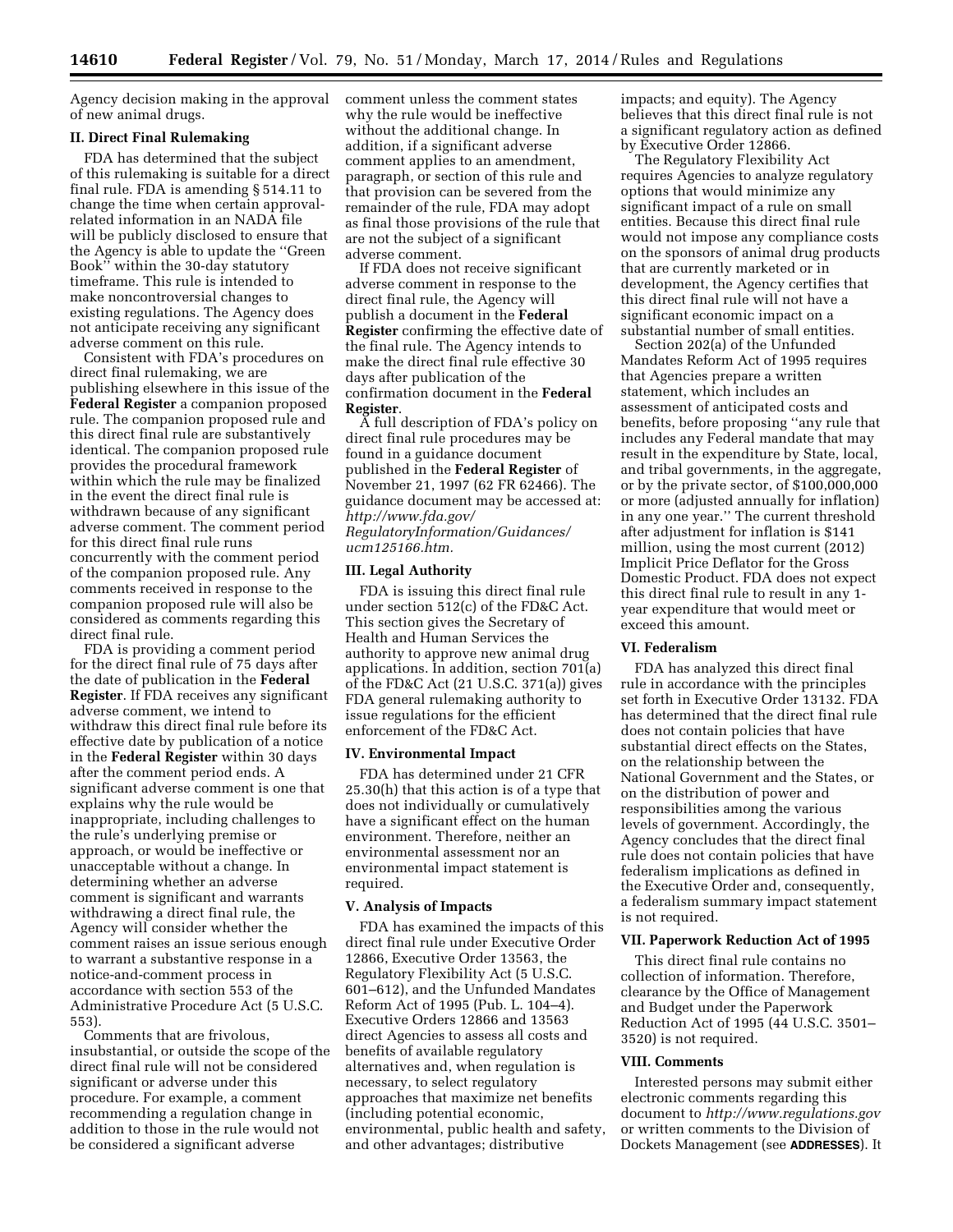Agency decision making in the approval of new animal drugs.

## II. Direct Final Rulemaking

FDA has determined that the subject of this rulemaking is suitable for a direct final rule. FDA is amending § 514.11 to change the time when certain approval-related information in an NADA file will be publicly disclosed to ensure that the Agency is able to update the ''Green Book'' within the 30-day statutory timeframe. This rule is intended to make noncontroversial changes to existing regulations. The Agency does not anticipate receiving any significant adverse comment on this rule.

Consistent with FDA's procedures on direct final rulemaking, we are publishing elsewhere in this issue of the **Federal Register** a companion proposed rule. The companion proposed rule and this direct final rule are substantively identical. The companion proposed rule provides the procedural framework within which the rule may be finalized in the event the direct final rule is withdrawn because of any significant adverse comment. The comment period for this direct final rule runs concurrently with the comment period of the companion proposed rule. Any comments received in response to the companion proposed rule will also be considered as comments regarding this direct final rule.

FDA is providing a comment period for the direct final rule of 75 days after the date of publication in the **Federal Register**. If FDA receives any significant adverse comment, we intend to withdraw this direct final rule before its effective date by publication of a notice in the **Federal Register** within 30 days after the comment period ends. A significant adverse comment is one that explains why the rule would be inappropriate, including challenges to the rule's underlying premise or approach, or would be ineffective or unacceptable without a change. In determining whether an adverse comment is significant and warrants withdrawing a direct final rule, the Agency will consider whether the comment raises an issue serious enough to warrant a substantive response in a notice-and-comment process in accordance with section 553 of the Administrative Procedure Act (5 U.S.C. 553).

Comments that are frivolous, insubstantial, or outside the scope of the direct final rule will not be considered significant or adverse under this procedure. For example, a comment recommending a regulation change in addition to those in the rule would not be considered a significant adverse comment unless the comment states why the rule would be ineffective without the additional change. In addition, if a significant adverse comment applies to an amendment, paragraph, or section of this rule and that provision can be severed from the remainder of the rule, FDA may adopt as final those provisions of the rule that are not the subject of a significant adverse comment.

If FDA does not receive significant adverse comment in response to the direct final rule, the Agency will publish a document in the **Federal Register** confirming the effective date of the final rule. The Agency intends to make the direct final rule effective 30 days after publication of the confirmation document in the **Federal Register**.

A full description of FDA's policy on direct final rule procedures may be found in a guidance document published in the **Federal Register** of November 21, 1997 (62 FR 62466). The guidance document may be accessed at: *http://www.fda.gov/RegulatoryInformation/Guidances/ucm125166.htm.*

## III. Legal Authority

FDA is issuing this direct final rule under section 512(c) of the FD&C Act. This section gives the Secretary of Health and Human Services the authority to approve new animal drug applications. In addition, section 701(a) of the FD&C Act (21 U.S.C. 371(a)) gives FDA general rulemaking authority to issue regulations for the efficient enforcement of the FD&C Act.

## IV. Environmental Impact

FDA has determined under 21 CFR 25.30(h) that this action is of a type that does not individually or cumulatively have a significant effect on the human environment. Therefore, neither an environmental assessment nor an environmental impact statement is required.

## V. Analysis of Impacts

FDA has examined the impacts of this direct final rule under Executive Order 12866, Executive Order 13563, the Regulatory Flexibility Act (5 U.S.C. 601–612), and the Unfunded Mandates Reform Act of 1995 (Pub. L. 104–4). Executive Orders 12866 and 13563 direct Agencies to assess all costs and benefits of available regulatory alternatives and, when regulation is necessary, to select regulatory approaches that maximize net benefits (including potential economic, environmental, public health and safety, and other advantages; distributive impacts; and equity). The Agency believes that this direct final rule is not a significant regulatory action as defined by Executive Order 12866.

The Regulatory Flexibility Act requires Agencies to analyze regulatory options that would minimize any significant impact of a rule on small entities. Because this direct final rule would not impose any compliance costs on the sponsors of animal drug products that are currently marketed or in development, the Agency certifies that this direct final rule will not have a significant economic impact on a substantial number of small entities.

Section 202(a) of the Unfunded Mandates Reform Act of 1995 requires that Agencies prepare a written statement, which includes an assessment of anticipated costs and benefits, before proposing ''any rule that includes any Federal mandate that may result in the expenditure by State, local, and tribal governments, in the aggregate, or by the private sector, of $100,000,000 or more (adjusted annually for inflation) in any one year.'' The current threshold after adjustment for inflation is $141 million, using the most current (2012) Implicit Price Deflator for the Gross Domestic Product. FDA does not expect this direct final rule to result in any 1-year expenditure that would meet or exceed this amount.

## VI. Federalism

FDA has analyzed this direct final rule in accordance with the principles set forth in Executive Order 13132. FDA has determined that the direct final rule does not contain policies that have substantial direct effects on the States, on the relationship between the National Government and the States, or on the distribution of power and responsibilities among the various levels of government. Accordingly, the Agency concludes that the direct final rule does not contain policies that have federalism implications as defined in the Executive Order and, consequently, a federalism summary impact statement is not required.

## VII. Paperwork Reduction Act of 1995

This direct final rule contains no collection of information. Therefore, clearance by the Office of Management and Budget under the Paperwork Reduction Act of 1995 (44 U.S.C. 3501–3520) is not required.

## VIII. Comments

Interested persons may submit either electronic comments regarding this document to *http://www.regulations.gov* or written comments to the Division of Dockets Management (see **ADDRESSES**). It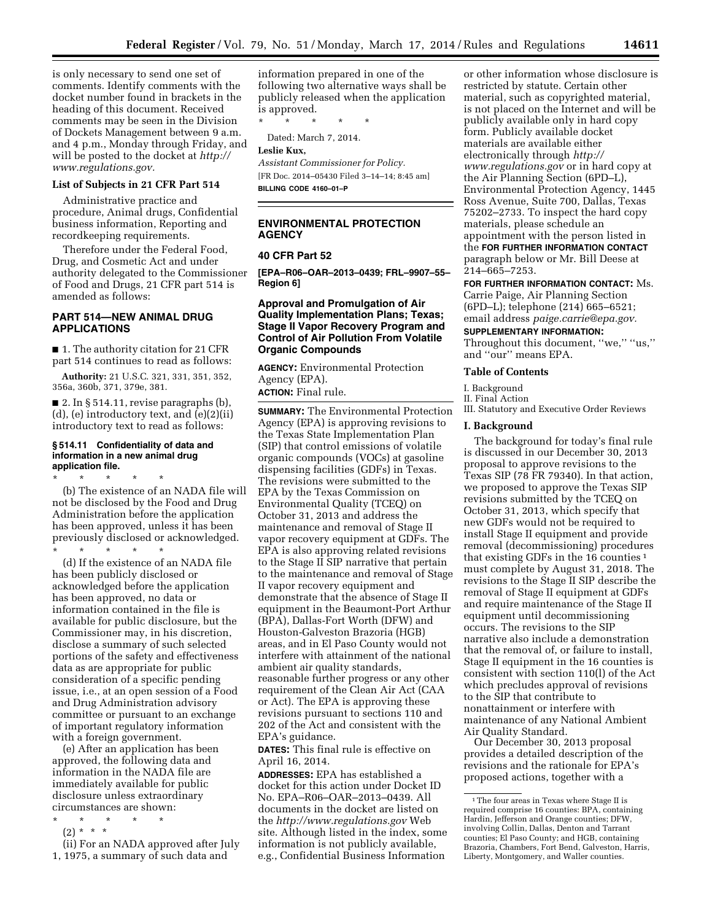is only necessary to send one set of comments. Identify comments with the docket number found in brackets in the heading of this document. Received comments may be seen in the Division of Dockets Management between 9 a.m. and 4 p.m., Monday through Friday, and will be posted to the docket at *http://www.regulations.gov.*

### List of Subjects in 21 CFR Part 514

Administrative practice and procedure, Animal drugs, Confidential business information, Reporting and recordkeeping requirements.

Therefore under the Federal Food, Drug, and Cosmetic Act and under authority delegated to the Commissioner of Food and Drugs, 21 CFR part 514 is amended as follows:

## PART 514—NEW ANIMAL DRUG APPLICATIONS

■ 1. The authority citation for 21 CFR part 514 continues to read as follows:

**Authority:** 21 U.S.C. 321, 331, 351, 352, 356a, 360b, 371, 379e, 381.

■ 2. In § 514.11, revise paragraphs (b), (d), (e) introductory text, and (e)(2)(ii) introductory text to read as follows:

#### § 514.11 Confidentiality of data and information in a new animal drug application file.

\* \* \* \* \*

(b) The existence of an NADA file will not be disclosed by the Food and Drug Administration before the application has been approved, unless it has been previously disclosed or acknowledged.

\* \* \* \* \*

(d) If the existence of an NADA file has been publicly disclosed or acknowledged before the application has been approved, no data or information contained in the file is available for public disclosure, but the Commissioner may, in his discretion, disclose a summary of such selected portions of the safety and effectiveness data as are appropriate for public consideration of a specific pending issue, i.e., at an open session of a Food and Drug Administration advisory committee or pursuant to an exchange of important regulatory information with a foreign government.

(e) After an application has been approved, the following data and information in the NADA file are immediately available for public disclosure unless extraordinary circumstances are shown:

\* \* \* \* \*

(2) \* \* \*

(ii) For an NADA approved after July 1, 1975, a summary of such data and information prepared in one of the following two alternative ways shall be publicly released when the application is approved.

\* \* \* \* \*

Dated: March 7, 2014.

**Leslie Kux,**

*Assistant Commissioner for Policy.*

[FR Doc. 2014–05430 Filed 3–14–14; 8:45 am]

**BILLING CODE 4160–01–P**

---

## ENVIRONMENTAL PROTECTION AGENCY

### 40 CFR Part 52

**[EPA–R06–OAR–2013–0439; FRL–9907–55–Region 6]**

### Approval and Promulgation of Air Quality Implementation Plans; Texas; Stage II Vapor Recovery Program and Control of Air Pollution From Volatile Organic Compounds

**AGENCY:** Environmental Protection Agency (EPA).

**ACTION:** Final rule.

**SUMMARY:** The Environmental Protection Agency (EPA) is approving revisions to the Texas State Implementation Plan (SIP) that control emissions of volatile organic compounds (VOCs) at gasoline dispensing facilities (GDFs) in Texas. The revisions were submitted to the EPA by the Texas Commission on Environmental Quality (TCEQ) on October 31, 2013 and address the maintenance and removal of Stage II vapor recovery equipment at GDFs. The EPA is also approving related revisions to the Stage II SIP narrative that pertain to the maintenance and removal of Stage II vapor recovery equipment and demonstrate that the absence of Stage II equipment in the Beaumont-Port Arthur (BPA), Dallas-Fort Worth (DFW) and Houston-Galveston Brazoria (HGB) areas, and in El Paso County would not interfere with attainment of the national ambient air quality standards, reasonable further progress or any other requirement of the Clean Air Act (CAA or Act). The EPA is approving these revisions pursuant to sections 110 and 202 of the Act and consistent with the EPA's guidance.

**DATES:** This final rule is effective on April 16, 2014.

**ADDRESSES:** EPA has established a docket for this action under Docket ID No. EPA–R06–OAR–2013–0439. All documents in the docket are listed on the *http://www.regulations.gov* Web site. Although listed in the index, some information is not publicly available, e.g., Confidential Business Information or other information whose disclosure is restricted by statute. Certain other material, such as copyrighted material, is not placed on the Internet and will be publicly available only in hard copy form. Publicly available docket materials are available either electronically through *http://www.regulations.gov* or in hard copy at the Air Planning Section (6PD–L), Environmental Protection Agency, 1445 Ross Avenue, Suite 700, Dallas, Texas 75202–2733. To inspect the hard copy materials, please schedule an appointment with the person listed in the **FOR FURTHER INFORMATION CONTACT** paragraph below or Mr. Bill Deese at 214–665–7253.

**FOR FURTHER INFORMATION CONTACT:** Ms. Carrie Paige, Air Planning Section (6PD–L); telephone (214) 665–6521; email address *paige.carrie@epa.gov.*

**SUPPLEMENTARY INFORMATION:**

Throughout this document, "we," "us," and "our" means EPA.

### Table of Contents

I. Background
II. Final Action
III. Statutory and Executive Order Reviews

### I. Background

The background for today's final rule is discussed in our December 30, 2013 proposal to approve revisions to the Texas SIP (78 FR 79340). In that action, we proposed to approve the Texas SIP revisions submitted by the TCEQ on October 31, 2013, which specify that new GDFs would not be required to install Stage II equipment and provide removal (decommissioning) procedures that existing GDFs in the 16 counties [1] must complete by August 31, 2018. The revisions to the Stage II SIP describe the removal of Stage II equipment at GDFs and require maintenance of the Stage II equipment until decommissioning occurs. The revisions to the SIP narrative also include a demonstration that the removal of, or failure to install, Stage II equipment in the 16 counties is consistent with section 110(l) of the Act which precludes approval of revisions to the SIP that contribute to nonattainment or interfere with maintenance of any National Ambient Air Quality Standard.

Our December 30, 2013 proposal provides a detailed description of the revisions and the rationale for EPA's proposed actions, together with a

[1] The four areas in Texas where Stage II is required comprise 16 counties: BPA, containing Hardin, Jefferson and Orange counties; DFW, involving Collin, Dallas, Denton and Tarrant counties; El Paso County; and HGB, containing Brazoria, Chambers, Fort Bend, Galveston, Harris, Liberty, Montgomery, and Waller counties.